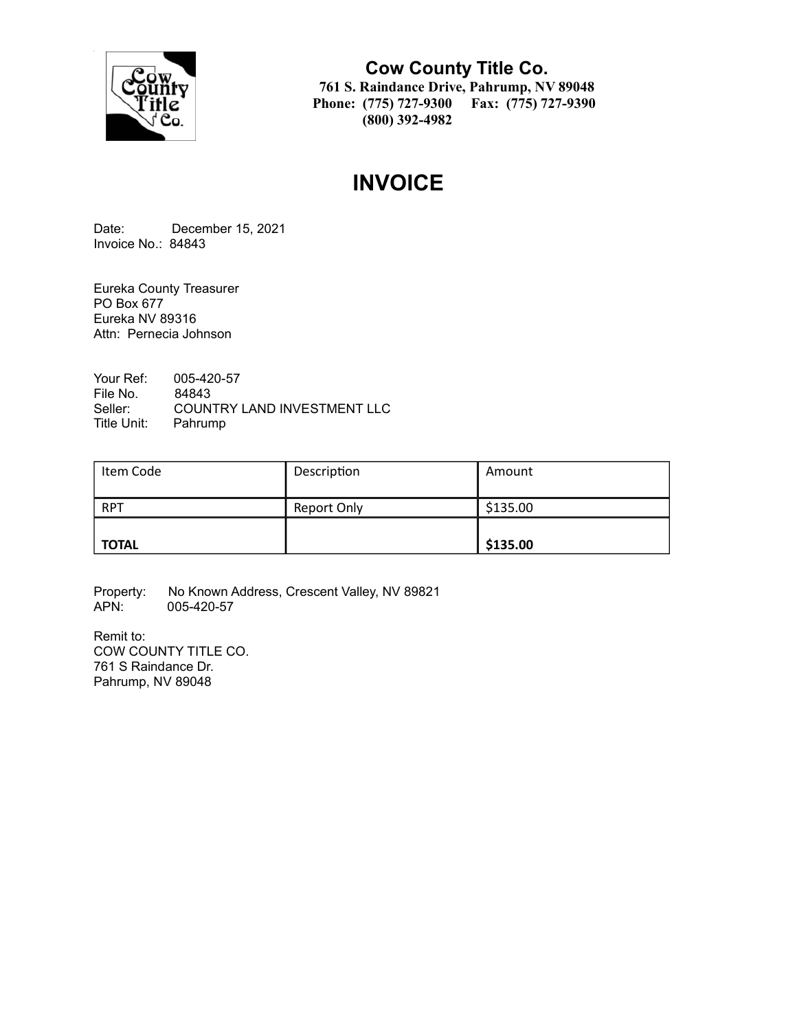**Cow County Title Co.**
**761 S. Raindance Drive, Pahrump, NV 89048**
**Phone: (775) 727-9300 Fax: (775) 727-9390**
**(800) 392-4982**

# INVOICE

Date: December 15, 2021
Invoice No.: 84843

Eureka County Treasurer
PO Box 677
Eureka NV 89316
Attn: Pernecia Johnson

Your Ref: 005-420-57
File No. 84843
Seller: COUNTRY LAND INVESTMENT LLC
Title Unit: Pahrump

| Item Code | Description | Amount |
|---|---|---|
| RPT | Report Only | $135.00 |
| **TOTAL** | | **$135.00** |

Property: No Known Address, Crescent Valley, NV 89821
APN: 005-420-57

Remit to:
COW COUNTY TITLE CO.
761 S Raindance Dr.
Pahrump, NV 89048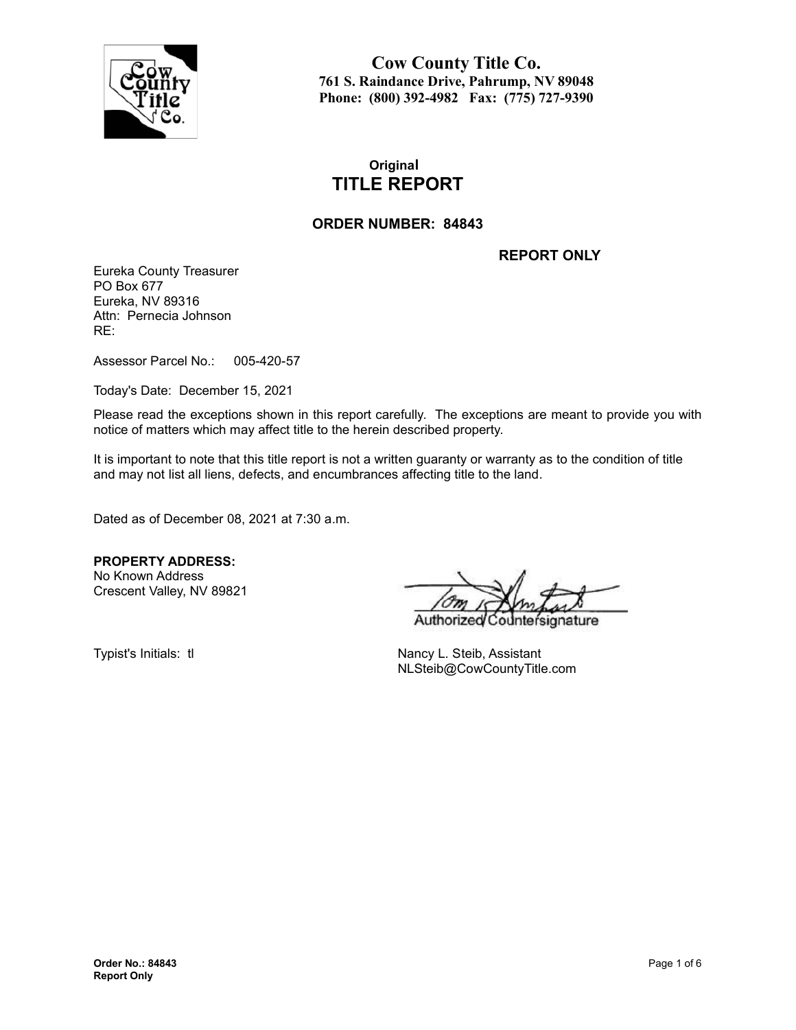**Cow County Title Co.**
**761 S. Raindance Drive, Pahrump, NV 89048**
**Phone: (800) 392-4982 Fax: (775) 727-9390**

**Original**

# TITLE REPORT

## ORDER NUMBER: 84843

**REPORT ONLY**

Eureka County Treasurer
PO Box 677
Eureka, NV 89316
Attn: Pernecia Johnson
RE:

Assessor Parcel No.: 005-420-57

Today's Date: December 15, 2021

Please read the exceptions shown in this report carefully. The exceptions are meant to provide you with notice of matters which may affect title to the herein described property.

It is important to note that this title report is not a written guaranty or warranty as to the condition of title and may not list all liens, defects, and encumbrances affecting title to the land.

Dated as of December 08, 2021 at 7:30 a.m.

**PROPERTY ADDRESS:**
No Known Address
Crescent Valley, NV 89821

Authorized Countersignature

Typist's Initials: tl

Nancy L. Steib, Assistant
NLSteib@CowCountyTitle.com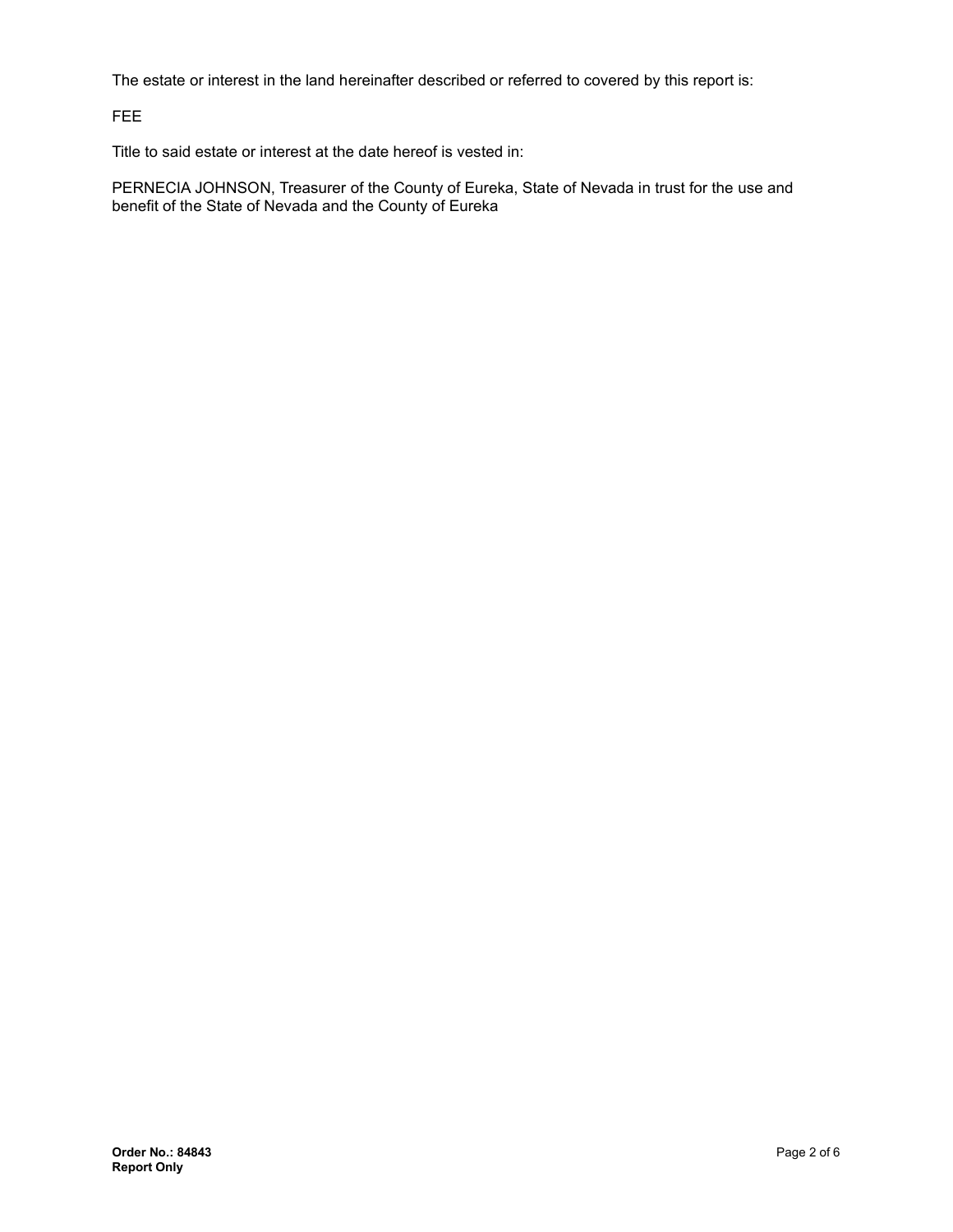The estate or interest in the land hereinafter described or referred to covered by this report is:

FEE

Title to said estate or interest at the date hereof is vested in:

PERNECIA JOHNSON, Treasurer of the County of Eureka, State of Nevada in trust for the use and benefit of the State of Nevada and the County of Eureka

**Order No.: 84843**
**Report Only**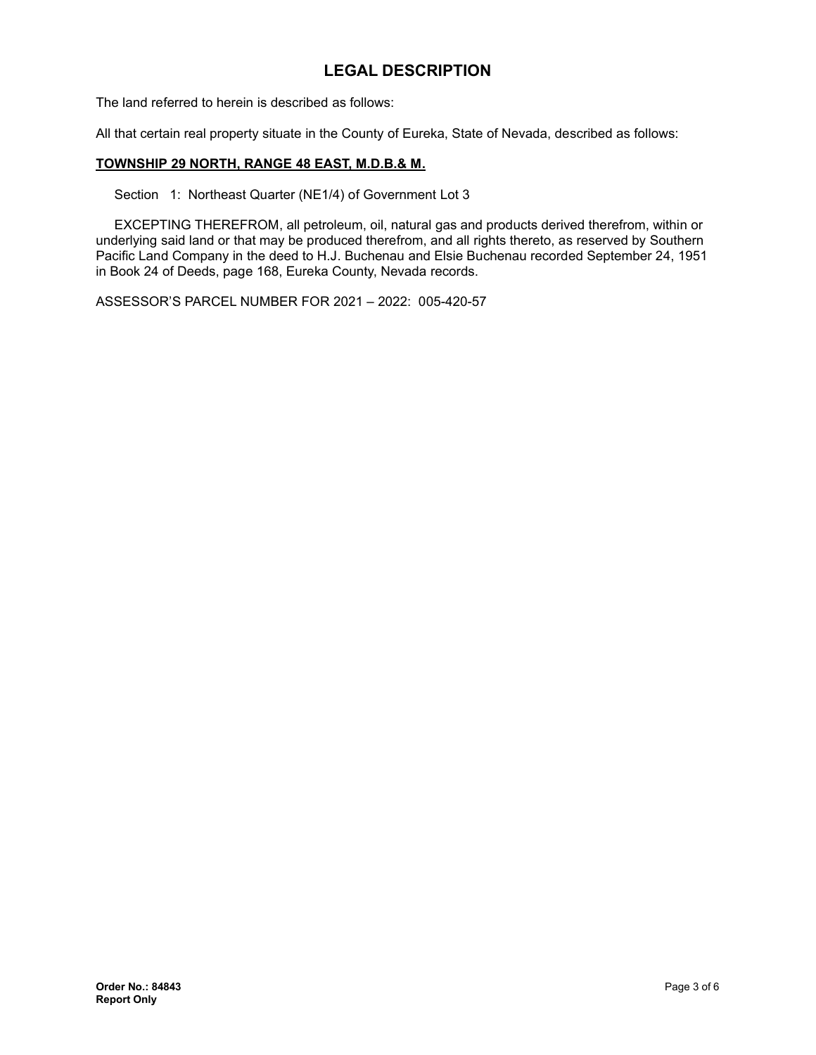# LEGAL DESCRIPTION

The land referred to herein is described as follows:

All that certain real property situate in the County of Eureka, State of Nevada, described as follows:

**TOWNSHIP 29 NORTH, RANGE 48 EAST, M.D.B.& M.**

Section 1: Northeast Quarter (NE1/4) of Government Lot 3

EXCEPTING THEREFROM, all petroleum, oil, natural gas and products derived therefrom, within or underlying said land or that may be produced therefrom, and all rights thereto, as reserved by Southern Pacific Land Company in the deed to H.J. Buchenau and Elsie Buchenau recorded September 24, 1951 in Book 24 of Deeds, page 168, Eureka County, Nevada records.

ASSESSOR'S PARCEL NUMBER FOR 2021 – 2022: 005-420-57

**Order No.: 84843**
**Report Only**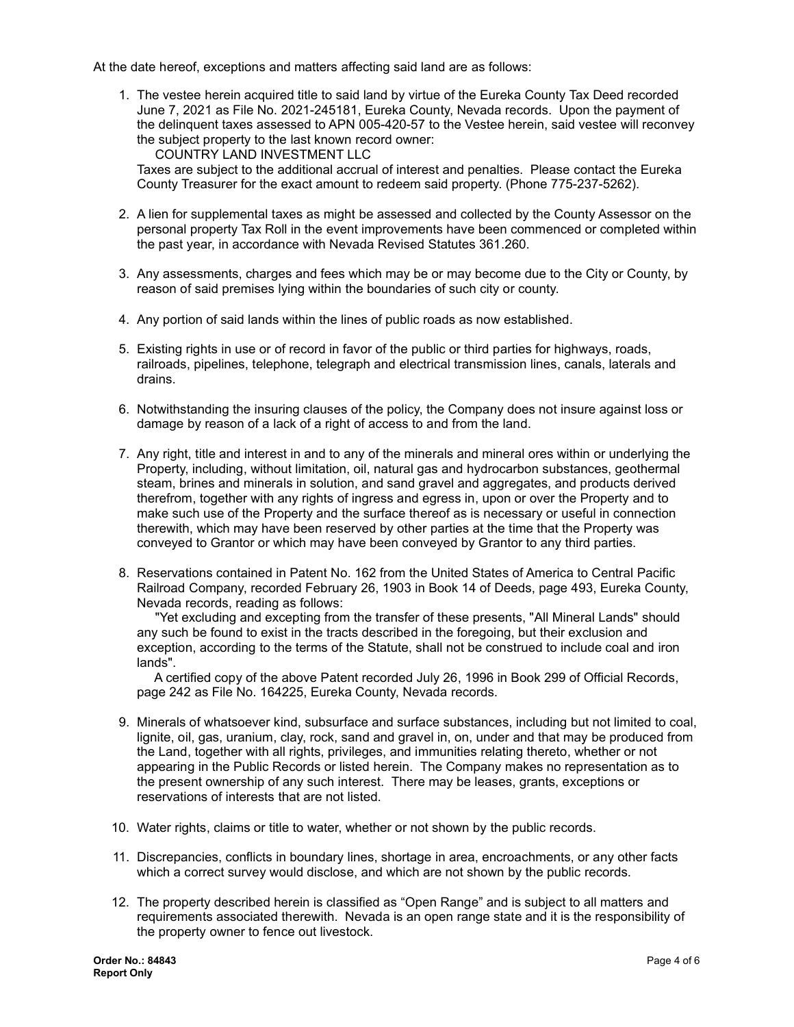At the date hereof, exceptions and matters affecting said land are as follows:

1. The vestee herein acquired title to said land by virtue of the Eureka County Tax Deed recorded June 7, 2021 as File No. 2021-245181, Eureka County, Nevada records. Upon the payment of the delinquent taxes assessed to APN 005-420-57 to the Vestee herein, said vestee will reconvey the subject property to the last known record owner:
   COUNTRY LAND INVESTMENT LLC
   Taxes are subject to the additional accrual of interest and penalties. Please contact the Eureka County Treasurer for the exact amount to redeem said property. (Phone 775-237-5262).

2. A lien for supplemental taxes as might be assessed and collected by the County Assessor on the personal property Tax Roll in the event improvements have been commenced or completed within the past year, in accordance with Nevada Revised Statutes 361.260.

3. Any assessments, charges and fees which may be or may become due to the City or County, by reason of said premises lying within the boundaries of such city or county.

4. Any portion of said lands within the lines of public roads as now established.

5. Existing rights in use or of record in favor of the public or third parties for highways, roads, railroads, pipelines, telephone, telegraph and electrical transmission lines, canals, laterals and drains.

6. Notwithstanding the insuring clauses of the policy, the Company does not insure against loss or damage by reason of a lack of a right of access to and from the land.

7. Any right, title and interest in and to any of the minerals and mineral ores within or underlying the Property, including, without limitation, oil, natural gas and hydrocarbon substances, geothermal steam, brines and minerals in solution, and sand gravel and aggregates, and products derived therefrom, together with any rights of ingress and egress in, upon or over the Property and to make such use of the Property and the surface thereof as is necessary or useful in connection therewith, which may have been reserved by other parties at the time that the Property was conveyed to Grantor or which may have been conveyed by Grantor to any third parties.

8. Reservations contained in Patent No. 162 from the United States of America to Central Pacific Railroad Company, recorded February 26, 1903 in Book 14 of Deeds, page 493, Eureka County, Nevada records, reading as follows:
   "Yet excluding and excepting from the transfer of these presents, "All Mineral Lands" should any such be found to exist in the tracts described in the foregoing, but their exclusion and exception, according to the terms of the Statute, shall not be construed to include coal and iron lands".
   A certified copy of the above Patent recorded July 26, 1996 in Book 299 of Official Records, page 242 as File No. 164225, Eureka County, Nevada records.

9. Minerals of whatsoever kind, subsurface and surface substances, including but not limited to coal, lignite, oil, gas, uranium, clay, rock, sand and gravel in, on, under and that may be produced from the Land, together with all rights, privileges, and immunities relating thereto, whether or not appearing in the Public Records or listed herein. The Company makes no representation as to the present ownership of any such interest. There may be leases, grants, exceptions or reservations of interests that are not listed.

10. Water rights, claims or title to water, whether or not shown by the public records.

11. Discrepancies, conflicts in boundary lines, shortage in area, encroachments, or any other facts which a correct survey would disclose, and which are not shown by the public records.

12. The property described herein is classified as "Open Range" and is subject to all matters and requirements associated therewith. Nevada is an open range state and it is the responsibility of the property owner to fence out livestock.

**Order No.: 84843**
**Report Only**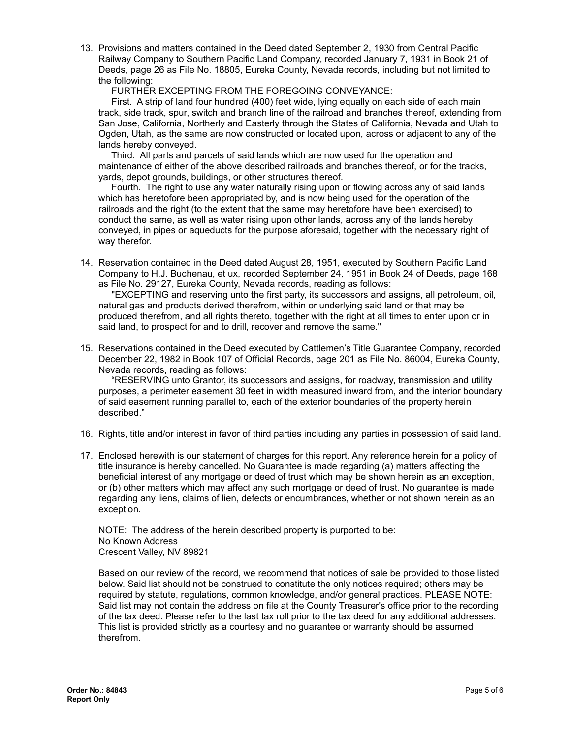13. Provisions and matters contained in the Deed dated September 2, 1930 from Central Pacific Railway Company to Southern Pacific Land Company, recorded January 7, 1931 in Book 21 of Deeds, page 26 as File No. 18805, Eureka County, Nevada records, including but not limited to the following:

    FURTHER EXCEPTING FROM THE FOREGOING CONVEYANCE:

    First. A strip of land four hundred (400) feet wide, lying equally on each side of each main track, side track, spur, switch and branch line of the railroad and branches thereof, extending from San Jose, California, Northerly and Easterly through the States of California, Nevada and Utah to Ogden, Utah, as the same are now constructed or located upon, across or adjacent to any of the lands hereby conveyed.

    Third. All parts and parcels of said lands which are now used for the operation and maintenance of either of the above described railroads and branches thereof, or for the tracks, yards, depot grounds, buildings, or other structures thereof.

    Fourth. The right to use any water naturally rising upon or flowing across any of said lands which has heretofore been appropriated by, and is now being used for the operation of the railroads and the right (to the extent that the same may heretofore have been exercised) to conduct the same, as well as water rising upon other lands, across any of the lands hereby conveyed, in pipes or aqueducts for the purpose aforesaid, together with the necessary right of way therefor.

14. Reservation contained in the Deed dated August 28, 1951, executed by Southern Pacific Land Company to H.J. Buchenau, et ux, recorded September 24, 1951 in Book 24 of Deeds, page 168 as File No. 29127, Eureka County, Nevada records, reading as follows:

    "EXCEPTING and reserving unto the first party, its successors and assigns, all petroleum, oil, natural gas and products derived therefrom, within or underlying said land or that may be produced therefrom, and all rights thereto, together with the right at all times to enter upon or in said land, to prospect for and to drill, recover and remove the same."

15. Reservations contained in the Deed executed by Cattlemen's Title Guarantee Company, recorded December 22, 1982 in Book 107 of Official Records, page 201 as File No. 86004, Eureka County, Nevada records, reading as follows:

    "RESERVING unto Grantor, its successors and assigns, for roadway, transmission and utility purposes, a perimeter easement 30 feet in width measured inward from, and the interior boundary of said easement running parallel to, each of the exterior boundaries of the property herein described."

16. Rights, title and/or interest in favor of third parties including any parties in possession of said land.

17. Enclosed herewith is our statement of charges for this report. Any reference herein for a policy of title insurance is hereby cancelled. No Guarantee is made regarding (a) matters affecting the beneficial interest of any mortgage or deed of trust which may be shown herein as an exception, or (b) other matters which may affect any such mortgage or deed of trust. No guarantee is made regarding any liens, claims of lien, defects or encumbrances, whether or not shown herein as an exception.

    NOTE: The address of the herein described property is purported to be:
    No Known Address
    Crescent Valley, NV 89821

    Based on our review of the record, we recommend that notices of sale be provided to those listed below. Said list should not be construed to constitute the only notices required; others may be required by statute, regulations, common knowledge, and/or general practices. PLEASE NOTE: Said list may not contain the address on file at the County Treasurer's office prior to the recording of the tax deed. Please refer to the last tax roll prior to the tax deed for any additional addresses. This list is provided strictly as a courtesy and no guarantee or warranty should be assumed therefrom.

**Order No.: 84843**
**Report Only**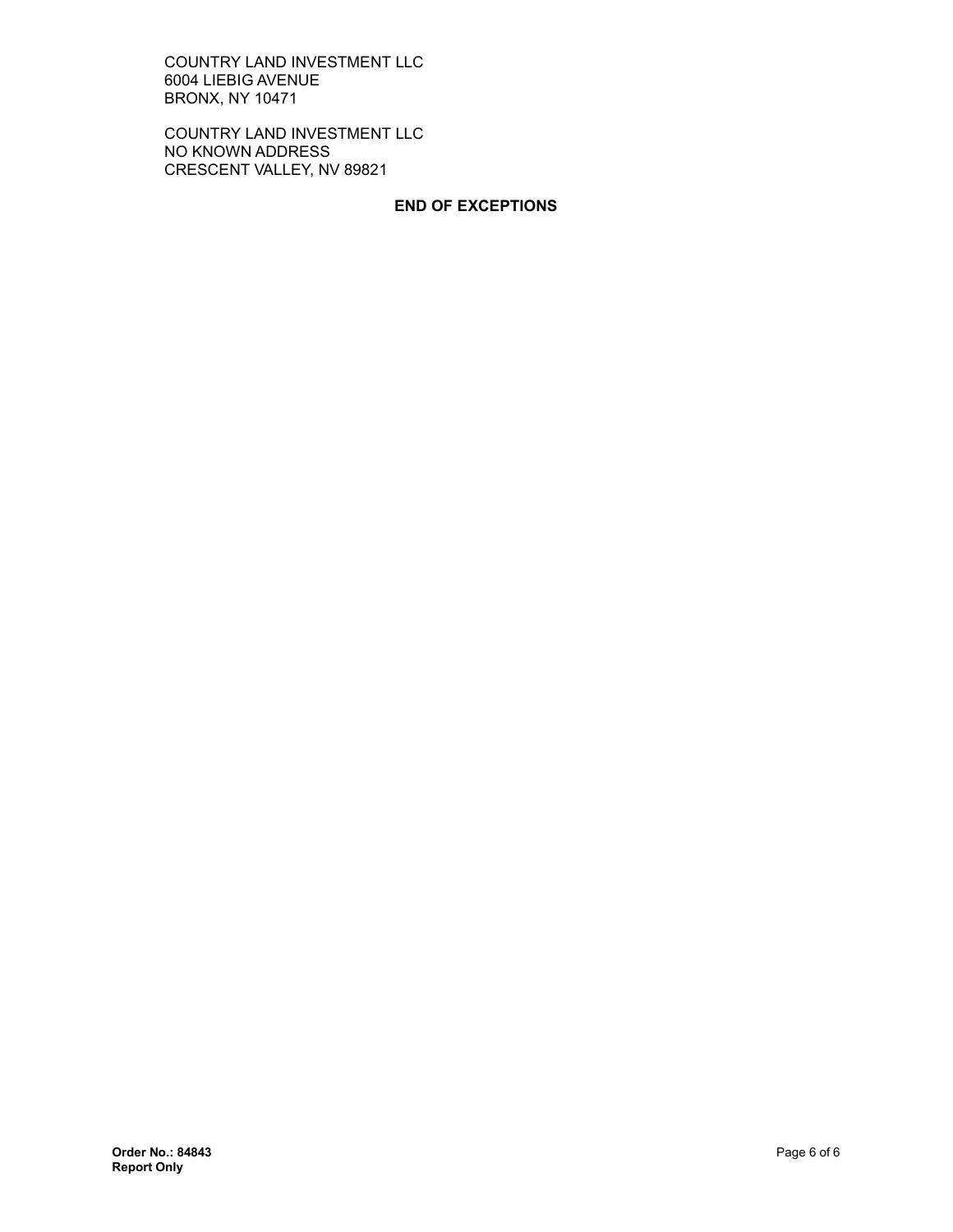COUNTRY LAND INVESTMENT LLC
6004 LIEBIG AVENUE
BRONX, NY 10471

COUNTRY LAND INVESTMENT LLC
NO KNOWN ADDRESS
CRESCENT VALLEY, NV 89821

**END OF EXCEPTIONS**

**Order No.: 84843**
**Report Only**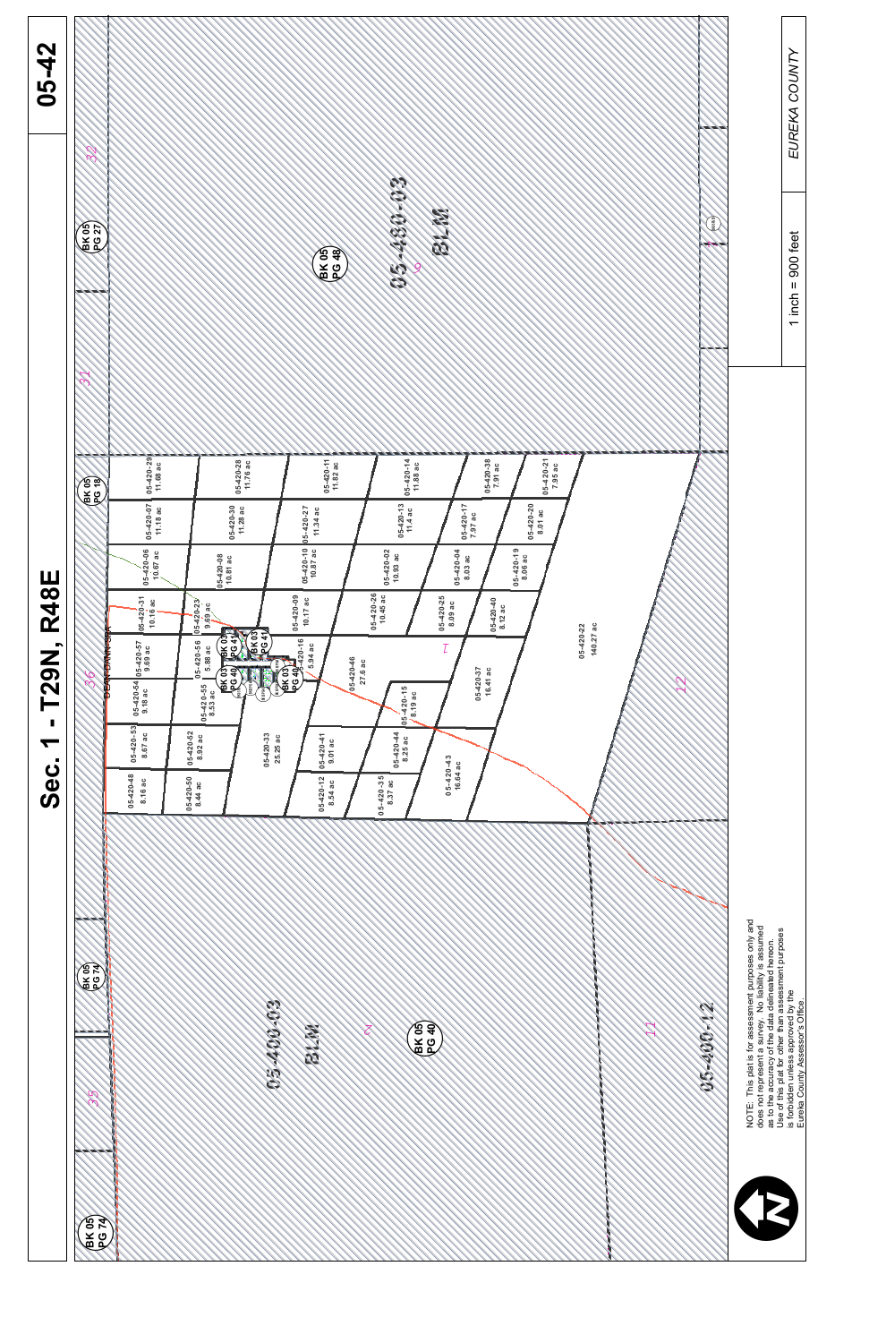# Sec. 1 - T29N, R48E

05-42

BK 05 PG 74

BK 05 PG 74

35

05-400-03

BLM

2

BK 05 PG 40

11

05-400-12

36

DEAN-DANN-SIA

05-420-48 8.16 ac

05-420-53 8.67 ac

05-420-54 9.18 ac

05-420-57 9.69 ac

05-420-31 10.16 ac

05-420-06 10.67 ac

05-420-07 11.18 ac

05-420-29 11.68 ac

05-420-50 8.44 ac

05-420-52 8.92 ac

05-420-55 8.53 ac

05-420-56 5.88 ac

05-420-23 9.69 ac

05-420-08 10.81 ac

05-420-30 11.28 ac

05-420-28 11.76 ac

05-420-33 25.25 ac

BK 03 PG 40

BK 03 PG 41

BK 03 PG 41

BK 03 PG 40

05-420-16 5.94 ac

05-420-09 10.17 ac

05-420-10 10.87 ac

05-420-27 11.34 ac

05-420-11 11.82 ac

05-420-12 8.54 ac

05-420-41 9.01 ac

05-420-46 27.6 ac

05-420-26 10.45 ac

05-420-02 10.93 ac

05-420-13 11.4 ac

05-420-14 11.88 ac

05-420-35 8.37 ac

05-420-44 8.25 ac

05-420-15 8.19 ac

05-420-25 8.09 ac

05-420-04 8.03 ac

05-420-17 7.97 ac

05-420-38 7.91 ac

05-420-43 16.64 ac

05-420-37 16.41 ac

05-420-40 8.12 ac

05-420-19 8.06 ac

05-420-20 8.01 ac

05-420-21 7.95 ac

1

05-420-22 140.27 ac

12

BK 05 PG 18

BK 05 PG 27

31

32

BK 05 PG 48

05-430-03

BLM

6

1

NOTE: This plat is for assessment purposes only and does not represent a survey. No liability is assumed as to the accuracy of the data delineated hereon. Use of this plat for other than assessment purposes is forbidden unless approved by the Eureka County Assessor's Office.

1 inch = 900 feet

EUREKA COUNTY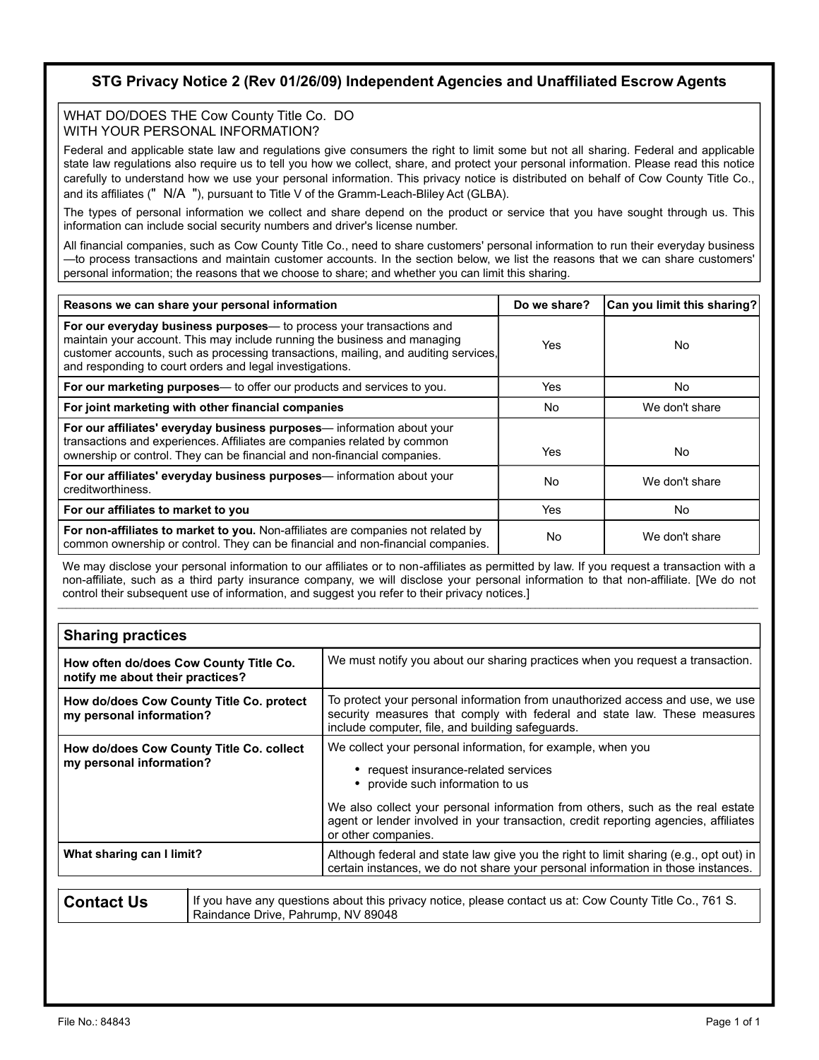# STG Privacy Notice 2 (Rev 01/26/09) Independent Agencies and Unaffiliated Escrow Agents

WHAT DO/DOES THE Cow County Title Co. DO
WITH YOUR PERSONAL INFORMATION?

Federal and applicable state law and regulations give consumers the right to limit some but not all sharing. Federal and applicable state law regulations also require us to tell you how we collect, share, and protect your personal information. Please read this notice carefully to understand how we use your personal information. This privacy notice is distributed on behalf of Cow County Title Co., and its affiliates (" N/A "), pursuant to Title V of the Gramm-Leach-Bliley Act (GLBA).

The types of personal information we collect and share depend on the product or service that you have sought through us. This information can include social security numbers and driver's license number.

All financial companies, such as Cow County Title Co., need to share customers' personal information to run their everyday business—to process transactions and maintain customer accounts. In the section below, we list the reasons that we can share customers' personal information; the reasons that we choose to share; and whether you can limit this sharing.

| Reasons we can share your personal information | Do we share? | Can you limit this sharing? |
|---|---|---|
| **For our everyday business purposes**— to process your transactions and maintain your account. This may include running the business and managing customer accounts, such as processing transactions, mailing, and auditing services, and responding to court orders and legal investigations. | Yes | No |
| **For our marketing purposes**— to offer our products and services to you. | Yes | No |
| **For joint marketing with other financial companies** | No | We don't share |
| **For our affiliates' everyday business purposes**— information about your transactions and experiences. Affiliates are companies related by common ownership or control. They can be financial and non-financial companies. | Yes | No |
| **For our affiliates' everyday business purposes**— information about your creditworthiness. | No | We don't share |
| **For our affiliates to market to you** | Yes | No |
| **For non-affiliates to market to you.** Non-affiliates are companies not related by common ownership or control. They can be financial and non-financial companies. | No | We don't share |

We may disclose your personal information to our affiliates or to non-affiliates as permitted by law. If you request a transaction with a non-affiliate, such as a third party insurance company, we will disclose your personal information to that non-affiliate. [We do not control their subsequent use of information, and suggest you refer to their privacy notices.]

## Sharing practices

| | |
|---|---|
| **How often do/does Cow County Title Co. notify me about their practices?** | We must notify you about our sharing practices when you request a transaction. |
| **How do/does Cow County Title Co. protect my personal information?** | To protect your personal information from unauthorized access and use, we use security measures that comply with federal and state law. These measures include computer, file, and building safeguards. |
| **How do/does Cow County Title Co. collect my personal information?** | We collect your personal information, for example, when you<br>• request insurance-related services<br>• provide such information to us<br>We also collect your personal information from others, such as the real estate agent or lender involved in your transaction, credit reporting agencies, affiliates or other companies. |
| **What sharing can I limit?** | Although federal and state law give you the right to limit sharing (e.g., opt out) in certain instances, we do not share your personal information in those instances. |

| | |
|---|---|
| **Contact Us** | If you have any questions about this privacy notice, please contact us at: Cow County Title Co., 761 S. Raindance Drive, Pahrump, NV 89048 |

File No.: 84843